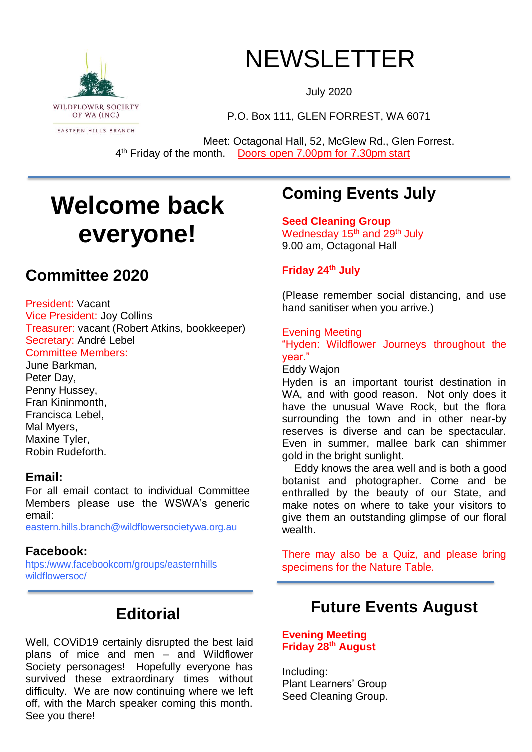WILDFLOWER SOCIETY OF WA (INC.)

EASTERN HILLS BRANCH

# NEWSLETTER

July 2020

P.O. Box 111, GLEN FORREST, WA 6071

Meet: Octagonal Hall, 52, McGlew Rd., Glen Forrest.
4th Friday of the month. Doors open 7.00pm for 7.30pm start

# Welcome back everyone!

## Committee 2020

President: Vacant
Vice President: Joy Collins
Treasurer: vacant (Robert Atkins, bookkeeper)
Secretary: André Lebel
Committee Members:
June Barkman,
Peter Day,
Penny Hussey,
Fran Kininmonth,
Francisca Lebel,
Mal Myers,
Maxine Tyler,
Robin Rudeforth.

### Email:

For all email contact to individual Committee Members please use the WSWA's generic email:
eastern.hills.branch@wildflowersocietywa.org.au

### Facebook:

https:/www.facebookcom/groups/easternhills wildflowersoc/

## Editorial

Well, COViD19 certainly disrupted the best laid plans of mice and men – and Wildflower Society personages! Hopefully everyone has survived these extraordinary times without difficulty. We are now continuing where we left off, with the March speaker coming this month. See you there!

## Coming Events July

**Seed Cleaning Group**
Wednesday 15th and 29th July
9.00 am, Octagonal Hall

**Friday 24th July**

(Please remember social distancing, and use hand sanitiser when you arrive.)

Evening Meeting
"Hyden: Wildflower Journeys throughout the year."
Eddy Wajon
Hyden is an important tourist destination in WA, and with good reason. Not only does it have the unusual Wave Rock, but the flora surrounding the town and in other near-by reserves is diverse and can be spectacular. Even in summer, mallee bark can shimmer gold in the bright sunlight.

Eddy knows the area well and is both a good botanist and photographer. Come and be enthralled by the beauty of our State, and make notes on where to take your visitors to give them an outstanding glimpse of our floral wealth.

There may also be a Quiz, and please bring specimens for the Nature Table.

## Future Events August

**Evening Meeting**
**Friday 28th August**

Including:
Plant Learners' Group
Seed Cleaning Group.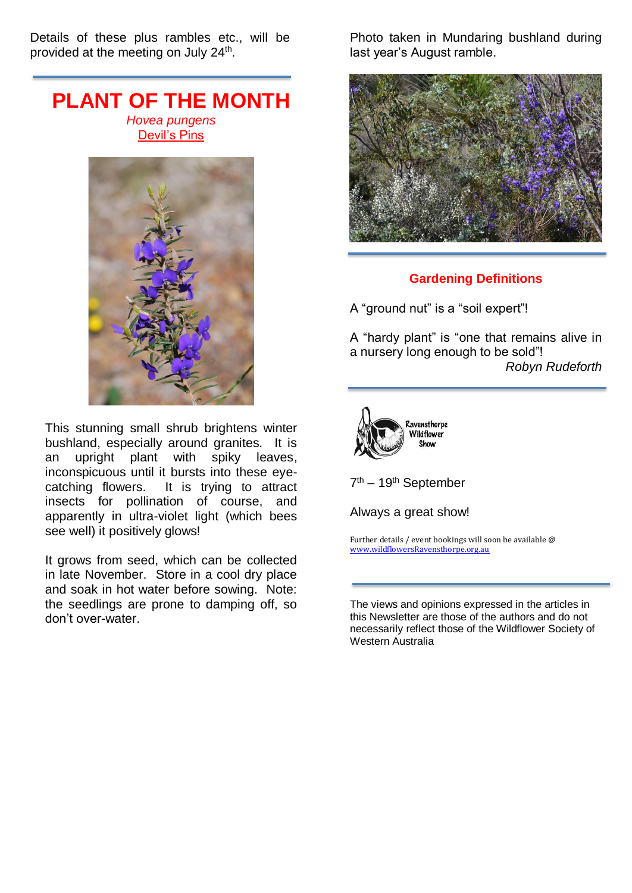Details of these plus rambles etc., will be provided at the meeting on July 24th.

# PLANT OF THE MONTH

*Hovea pungens*

Devil's Pins

This stunning small shrub brightens winter bushland, especially around granites. It is an upright plant with spiky leaves, inconspicuous until it bursts into these eye-catching flowers. It is trying to attract insects for pollination of course, and apparently in ultra-violet light (which bees see well) it positively glows!

It grows from seed, which can be collected in late November. Store in a cool dry place and soak in hot water before sowing. Note: the seedlings are prone to damping off, so don't over-water.

Photo taken in Mundaring bushland during last year's August ramble.

## Gardening Definitions

A "ground nut" is a "soil expert"!

A "hardy plant" is "one that remains alive in a nursery long enough to be sold"!

*Robyn Rudeforth*

Ravensthorpe Wildflower Show

7th – 19th September

Always a great show!

Further details / event bookings will soon be available @ www.wildflowersRavensthorpe.org.au

The views and opinions expressed in the articles in this Newsletter are those of the authors and do not necessarily reflect those of the Wildflower Society of Western Australia